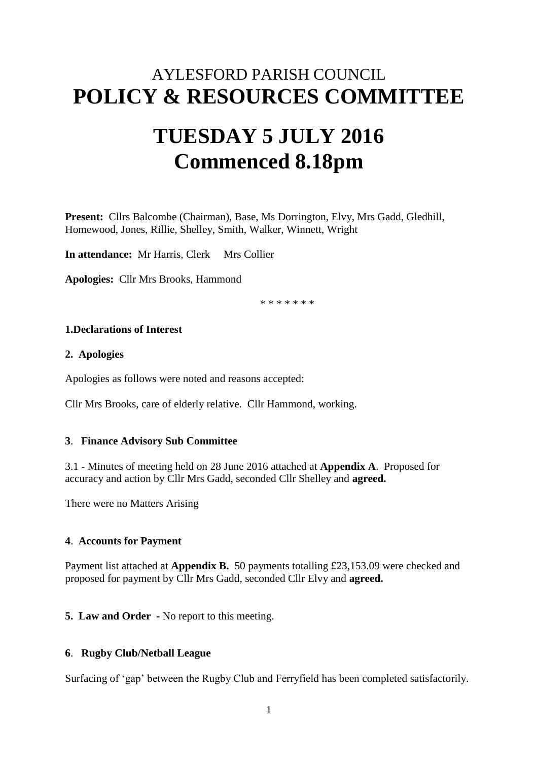# AYLESFORD PARISH COUNCIL
# POLICY & RESOURCES COMMITTEE

# TUESDAY 5 JULY 2016
# Commenced 8.18pm

**Present:** Cllrs Balcombe (Chairman), Base, Ms Dorrington, Elvy, Mrs Gadd, Gledhill, Homewood, Jones, Rillie, Shelley, Smith, Walker, Winnett, Wright

**In attendance:** Mr Harris, Clerk     Mrs Collier

**Apologies:** Cllr Mrs Brooks, Hammond

\* \* \* \* \* \* \*

**1.Declarations of Interest**

**2. Apologies**

Apologies as follows were noted and reasons accepted:

Cllr Mrs Brooks, care of elderly relative. Cllr Hammond, working.

**3**. **Finance Advisory Sub Committee**

3.1 - Minutes of meeting held on 28 June 2016 attached at **Appendix A**. Proposed for accuracy and action by Cllr Mrs Gadd, seconded Cllr Shelley and **agreed.**

There were no Matters Arising

**4**. **Accounts for Payment**

Payment list attached at **Appendix B.** 50 payments totalling £23,153.09 were checked and proposed for payment by Cllr Mrs Gadd, seconded Cllr Elvy and **agreed.**

**5. Law and Order** - No report to this meeting.

**6**. **Rugby Club/Netball League**

Surfacing of 'gap' between the Rugby Club and Ferryfield has been completed satisfactorily.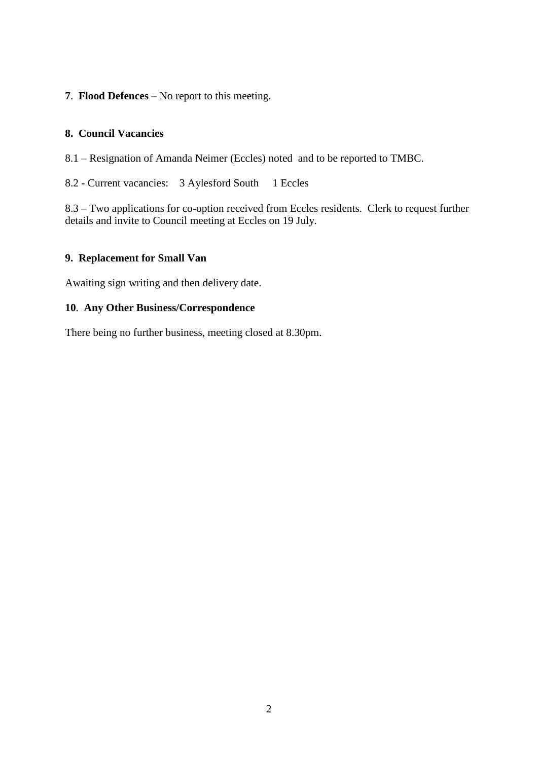**7**. **Flood Defences –** No report to this meeting.

**8. Council Vacancies**

8.1 – Resignation of Amanda Neimer (Eccles) noted and to be reported to TMBC.

8.2 - Current vacancies: 3 Aylesford South 1 Eccles

8.3 – Two applications for co-option received from Eccles residents. Clerk to request further details and invite to Council meeting at Eccles on 19 July.

**9. Replacement for Small Van**

Awaiting sign writing and then delivery date.

**10**. **Any Other Business/Correspondence**

There being no further business, meeting closed at 8.30pm.